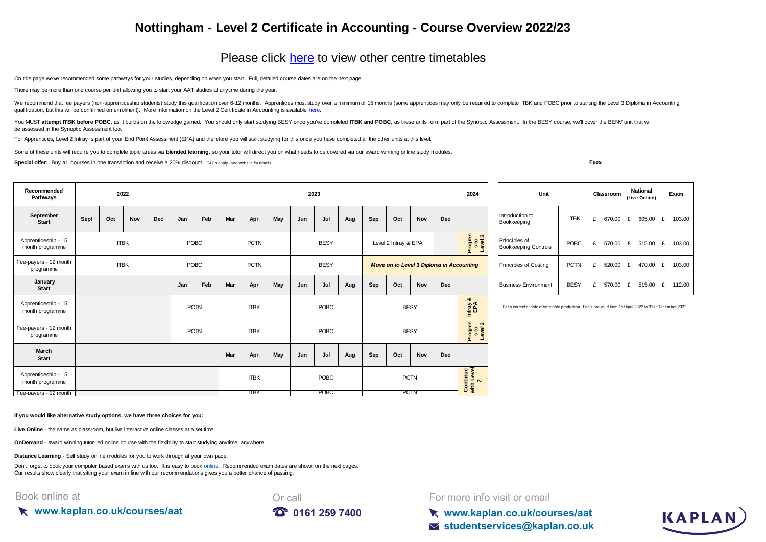# Nottingham - Level 2 Certificate in Accounting - Course Overview 2022/23

## Please click here to view other centre timetables

On this page we've recommended some pathways for your studies, depending on when you start. Full, detailed course dates are on the next page.

There may be more than one course per unit allowing you to start your AAT studies at anytime during the year.

We recommend that fee payers (non-apprenticeship students) study this qualification over 6-12 months. Apprentices must study over a minimum of 15 months (some apprentices may only be required to complete ITBK and POBC prior to starting the Level 3 Diploma in Accounting qualification, but this will be confirmed on enrolment). More information on the Level 2 Certificate in Accounting is available here.

You MUST **attempt ITBK before POBC**, as it builds on the knowledge gained. You should only start studying BESY once you've completed **ITBK and POBC**, as these units form part of the Synoptic Assessment. In the BESY course, we'll cover the BENV unit that will be assessed in the Synoptic Assessment too.

For Apprentices, Level 2 Intray is part of your End Point Assessment (EPA) and therefore you will start studying for this once you have completed all the other units at this level.

Some of these units will require you to complete topic areas via **blended learning,** so your tutor will direct you on what needs to be covered via our award winning online study modules.

**Special offer:** Buy all courses in one transaction and receive a 20% discount. T&Cs apply - see website for details

| Recommended Pathways | 2022 | | | | 2023 | | | | | | | | | | | | 2024 |
|---|---|---|---|---|---|---|---|---|---|---|---|---|---|---|---|---|---|
| **September Start** | Sept | Oct | Nov | Dec | Jan | Feb | Mar | Apr | May | Jun | Jul | Aug | Sep | Oct | Nov | Dec | |
| Apprenticeship - 15 month programme | ITBK | | | | POBC | | PCTN | | | BESY | | | Level 2 Intray & EPA | | | | Progress to Level 3 |
| Fee-payers - 12 month programme | ITBK | | | | POBC | | PCTN | | | BESY | | | *Move on to Level 3 Diploma in Accounting* | | | | |
| **January Start** | | | | | Jan | Feb | Mar | Apr | May | Jun | Jul | Aug | Sep | Oct | Nov | Dec | |
| Apprenticeship - 15 month programme | | | | | PCTN | | ITBK | | | POBC | | | BESY | | | | Intray & EPA |
| Fee-payers - 12 month programme | | | | | PCTN | | ITBK | | | POBC | | | BESY | | | | Progress to Level 3 |
| **March Start** | | | | | | | Mar | Apr | May | Jun | Jul | Aug | Sep | Oct | Nov | Dec | |
| Apprenticeship - 15 month programme | | | | | | | ITBK | | | POBC | | | PCTN | | | | Continue with Level 2 |
| Fee-payers - 12 month | | | | | | | ITBK | | | POBC | | | PCTN | | | | |

**Fees**

| Unit | | Classroom | National (Live Online) | Exam |
|---|---|---|---|---|
| Introduction to Bookkeeping | ITBK | £ 670.00 | £ 605.00 | £ 103.00 |
| Principles of Bookkeeping Controls | POBC | £ 570.00 | £ 515.00 | £ 103.00 |
| Principles of Costing | PCTN | £ 520.00 | £ 470.00 | £ 103.00 |
| Business Environment | BESY | £ 570.00 | £ 515.00 | £ 112.00 |

Fees correct at date of timetable production. Fee's are valid from 1st April 2022 to 31st December 2022.

**If you would like alternative study options, we have three choices for you:**

**Live Online** - the same as classroom, but live interactive online classes at a set time.

**OnDemand** - award winning tutor-led online course with the flexibility to start studying anytime, anywhere.

**Distance Learning** - Self study online modules for you to work through at your own pace.

Don't forget to book your computer based exams with us too. It is easy to book online. Recommended exam dates are shown on the next pages.
Our results show clearly that sitting your exam in line with our recommendations gives you a better chance of passing.

Book online at
**www.kaplan.co.uk/courses/aat**

Or call
**0161 259 7400**

For more info visit or email
**www.kaplan.co.uk/courses/aat**
**studentservices@kaplan.co.uk**

KAPLAN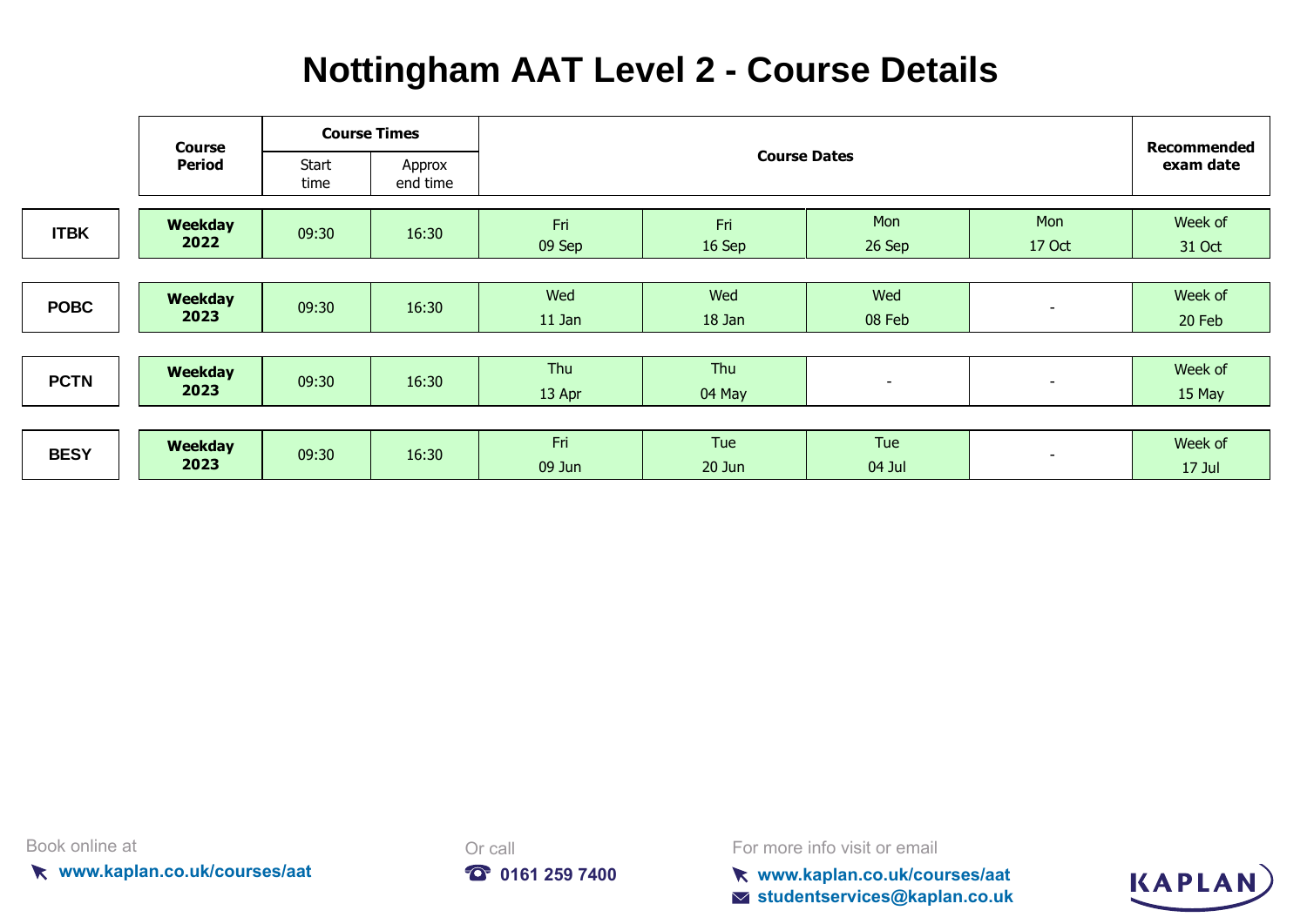# Nottingham AAT Level 2 - Course Details

| | Course Period | Course Times | | Course Dates | | | | Recommended exam date |
|---|---|---|---|---|---|---|---|---|
| | | Start time | Approx end time | | | | | |
| **ITBK** | **Weekday 2022** | 09:30 | 16:30 | Fri 09 Sep | Fri 16 Sep | Mon 26 Sep | Mon 17 Oct | Week of 31 Oct |
| **POBC** | **Weekday 2023** | 09:30 | 16:30 | Wed 11 Jan | Wed 18 Jan | Wed 08 Feb | - | Week of 20 Feb |
| **PCTN** | **Weekday 2023** | 09:30 | 16:30 | Thu 13 Apr | Thu 04 May | - | - | Week of 15 May |
| **BESY** | **Weekday 2023** | 09:30 | 16:30 | Fri 09 Jun | Tue 20 Jun | Tue 04 Jul | - | Week of 17 Jul |

Book online at
**www.kaplan.co.uk/courses/aat**

Or call
**0161 259 7400**

For more info visit or email
**www.kaplan.co.uk/courses/aat**
**studentservices@kaplan.co.uk**

KAPLAN